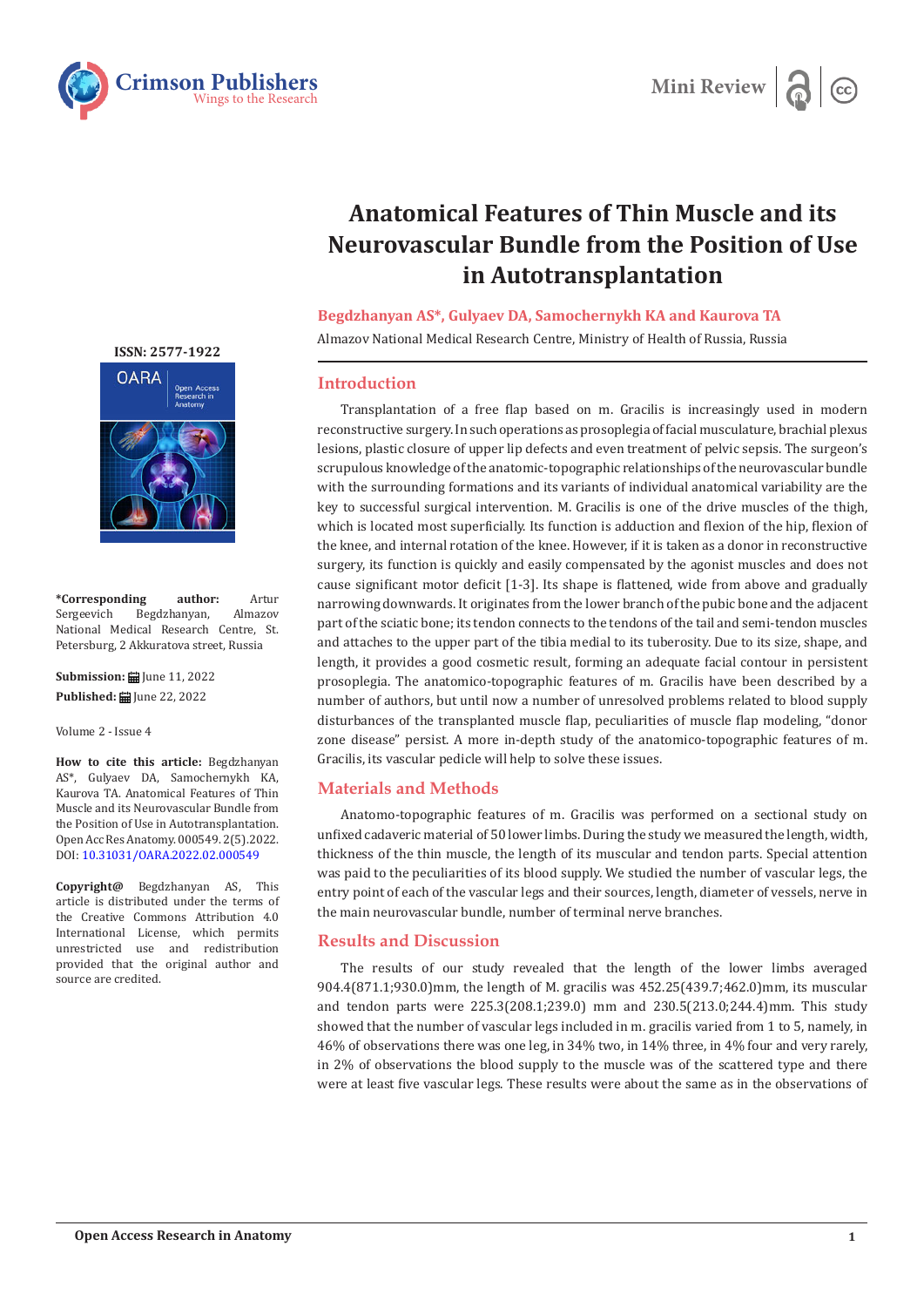# Anatomical Features of Thin Muscle and its Neurovascular Bundle from the Position of Use in Autotransplantation

**Begdzhanyan AS*, Gulyaev DA, Samochernykh KA and Kaurova TA**

Almazov National Medical Research Centre, Ministry of Health of Russia, Russia

**ISSN: 2577-1922**

**\*Corresponding author:** Artur Sergeevich Begdzhanyan, Almazov National Medical Research Centre, St. Petersburg, 2 Akkuratova street, Russia

**Submission:** June 11, 2022

**Published:** June 22, 2022

Volume 2 - Issue 4

**How to cite this article:** Begdzhanyan AS*, Gulyaev DA, Samochernykh KA, Kaurova TA. Anatomical Features of Thin Muscle and its Neurovascular Bundle from the Position of Use in Autotransplantation. Open Acc Res Anatomy. 000549. 2(5).2022. DOI: 10.31031/OARA.2022.02.000549

**Copyright@** Begdzhanyan AS, This article is distributed under the terms of the Creative Commons Attribution 4.0 International License, which permits unrestricted use and redistribution provided that the original author and source are credited.

## Introduction

Transplantation of a free flap based on m. Gracilis is increasingly used in modern reconstructive surgery. In such operations as prosoplegia of facial musculature, brachial plexus lesions, plastic closure of upper lip defects and even treatment of pelvic sepsis. The surgeon's scrupulous knowledge of the anatomic-topographic relationships of the neurovascular bundle with the surrounding formations and its variants of individual anatomical variability are the key to successful surgical intervention. M. Gracilis is one of the drive muscles of the thigh, which is located most superficially. Its function is adduction and flexion of the hip, flexion of the knee, and internal rotation of the knee. However, if it is taken as a donor in reconstructive surgery, its function is quickly and easily compensated by the agonist muscles and does not cause significant motor deficit [1-3]. Its shape is flattened, wide from above and gradually narrowing downwards. It originates from the lower branch of the pubic bone and the adjacent part of the sciatic bone; its tendon connects to the tendons of the tail and semi-tendon muscles and attaches to the upper part of the tibia medial to its tuberosity. Due to its size, shape, and length, it provides a good cosmetic result, forming an adequate facial contour in persistent prosoplegia. The anatomico-topographic features of m. Gracilis have been described by a number of authors, but until now a number of unresolved problems related to blood supply disturbances of the transplanted muscle flap, peculiarities of muscle flap modeling, "donor zone disease" persist. A more in-depth study of the anatomico-topographic features of m. Gracilis, its vascular pedicle will help to solve these issues.

## Materials and Methods

Anatomo-topographic features of m. Gracilis was performed on a sectional study on unfixed cadaveric material of 50 lower limbs. During the study we measured the length, width, thickness of the thin muscle, the length of its muscular and tendon parts. Special attention was paid to the peculiarities of its blood supply. We studied the number of vascular legs, the entry point of each of the vascular legs and their sources, length, diameter of vessels, nerve in the main neurovascular bundle, number of terminal nerve branches.

## Results and Discussion

The results of our study revealed that the length of the lower limbs averaged 904.4(871.1;930.0)mm, the length of M. gracilis was 452.25(439.7;462.0)mm, its muscular and tendon parts were 225.3(208.1;239.0) mm and 230.5(213.0;244.4)mm. This study showed that the number of vascular legs included in m. gracilis varied from 1 to 5, namely, in 46% of observations there was one leg, in 34% two, in 14% three, in 4% four and very rarely, in 2% of observations the blood supply to the muscle was of the scattered type and there were at least five vascular legs. These results were about the same as in the observations of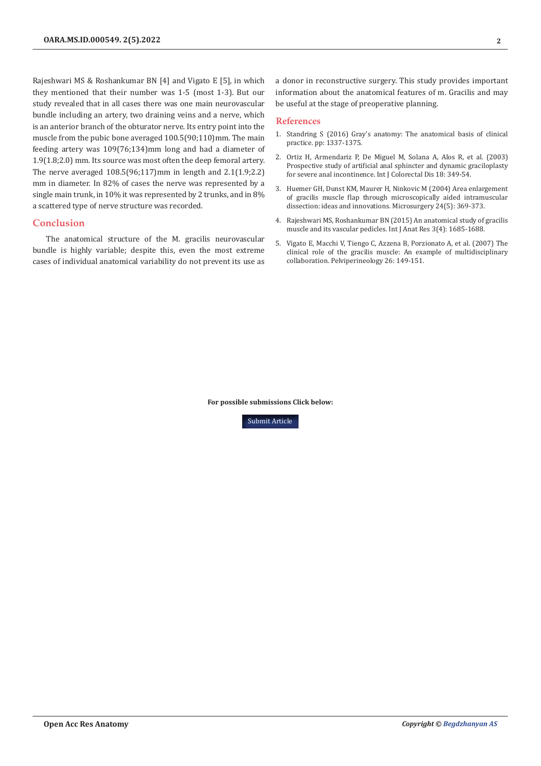Rajeshwari MS & Roshankumar BN [4] and Vigato E [5], in which they mentioned that their number was 1-5 (most 1-3). But our study revealed that in all cases there was one main neurovascular bundle including an artery, two draining veins and a nerve, which is an anterior branch of the obturator nerve. Its entry point into the muscle from the pubic bone averaged 100.5(90;110)mm. The main feeding artery was 109(76;134)mm long and had a diameter of 1.9(1.8;2.0) mm. Its source was most often the deep femoral artery. The nerve averaged 108.5(96;117)mm in length and 2.1(1.9;2.2) mm in diameter. In 82% of cases the nerve was represented by a single main trunk, in 10% it was represented by 2 trunks, and in 8% a scattered type of nerve structure was recorded.

## Conclusion

The anatomical structure of the M. gracilis neurovascular bundle is highly variable; despite this, even the most extreme cases of individual anatomical variability do not prevent its use as a donor in reconstructive surgery. This study provides important information about the anatomical features of m. Gracilis and may be useful at the stage of preoperative planning.

## References

1. Standring S (2016) Gray's anatomy: The anatomical basis of clinical practice. pp: 1337-1375.
2. Ortiz H, Armendariz P, De Miguel M, Solana A, Alos R, et al. (2003) Prospective study of artificial anal sphincter and dynamic graciloplasty for severe anal incontinence. Int J Colorectal Dis 18: 349-54.
3. Huemer GH, Dunst KM, Maurer H, Ninkovic M (2004) Area enlargement of gracilis muscle flap through microscopically aided intramuscular dissection: ideas and innovations. Microsurgery 24(5): 369-373.
4. Rajeshwari MS, Roshankumar BN (2015) An anatomical study of gracilis muscle and its vascular pedicles. Int J Anat Res 3(4): 1685-1688.
5. Vigato E, Macchi V, Tiengo C, Azzena B, Porzionato A, et al. (2007) The clinical role of the gracilis muscle: An example of multidisciplinary collaboration. Pelviperineology 26: 149-151.

**For possible submissions Click below:**

Submit Article